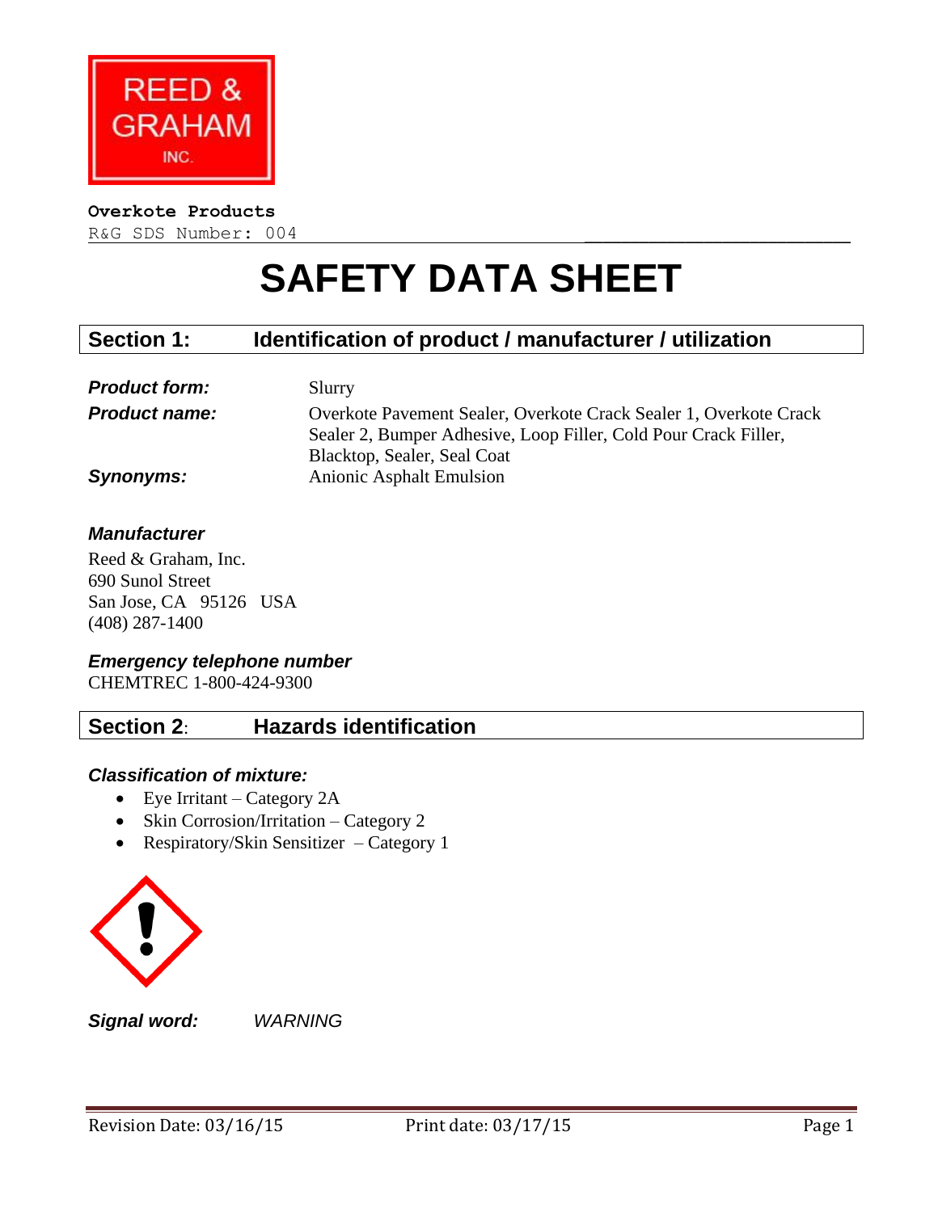REED & GRAHAM INC.

**Overkote Products**

R&G SDS Number: 004

# SAFETY DATA SHEET

## Section 1: Identification of product / manufacturer / utilization

***Product form:*** Slurry

***Product name:*** Overkote Pavement Sealer, Overkote Crack Sealer 1, Overkote Crack Sealer 2, Bumper Adhesive, Loop Filler, Cold Pour Crack Filler, Blacktop, Sealer, Seal Coat

***Synonyms:*** Anionic Asphalt Emulsion

***Manufacturer***

Reed & Graham, Inc.
690 Sunol Street
San Jose, CA 95126 USA
(408) 287-1400

***Emergency telephone number***

CHEMTREC 1-800-424-9300

## Section 2: Hazards identification

***Classification of mixture:***

- Eye Irritant – Category 2A
- Skin Corrosion/Irritation – Category 2
- Respiratory/Skin Sensitizer – Category 1

***Signal word:*** *WARNING*

Revision Date: 03/16/15 Print date: 03/17/15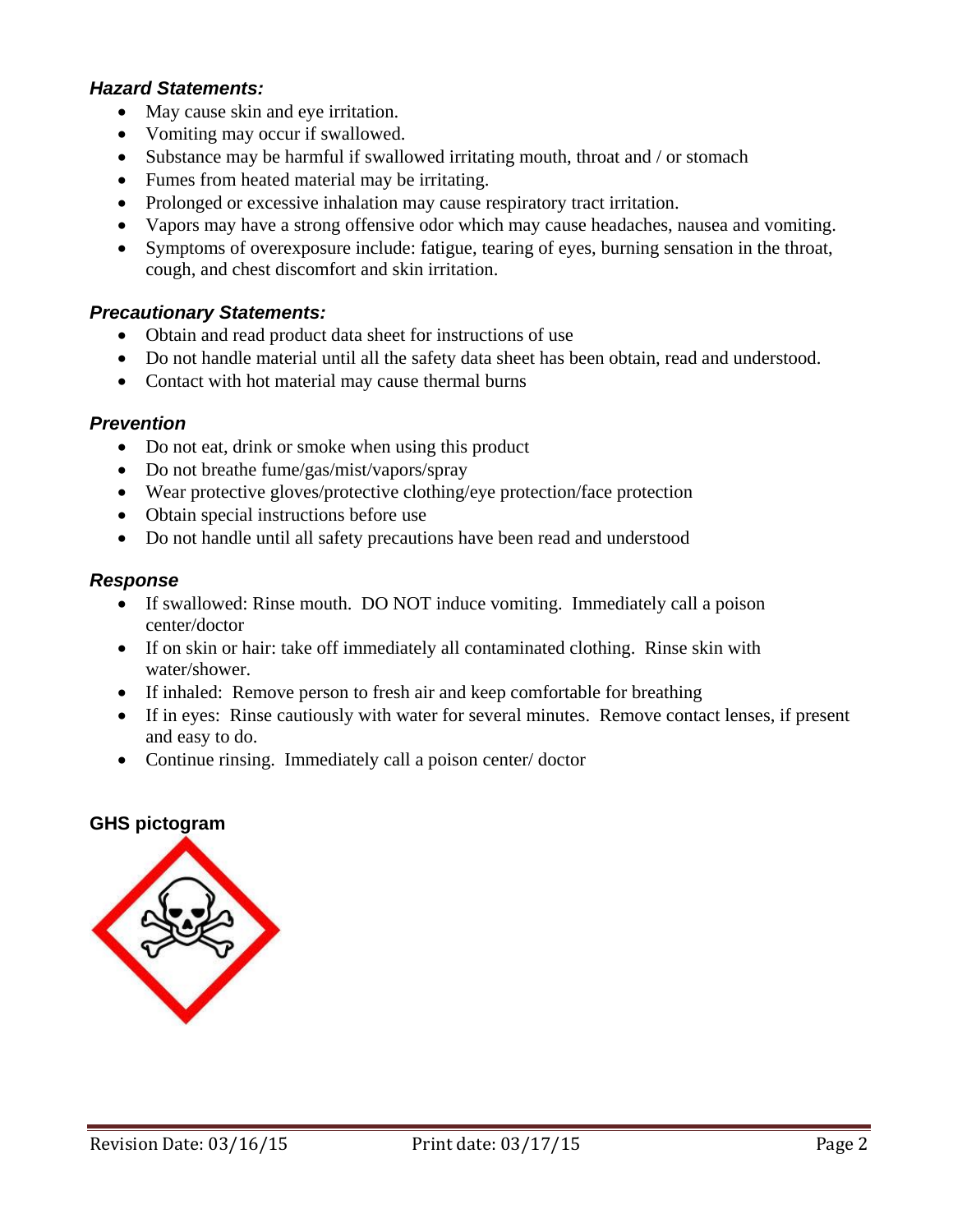### *Hazard Statements:*

- May cause skin and eye irritation.
- Vomiting may occur if swallowed.
- Substance may be harmful if swallowed irritating mouth, throat and / or stomach
- Fumes from heated material may be irritating.
- Prolonged or excessive inhalation may cause respiratory tract irritation.
- Vapors may have a strong offensive odor which may cause headaches, nausea and vomiting.
- Symptoms of overexposure include: fatigue, tearing of eyes, burning sensation in the throat, cough, and chest discomfort and skin irritation.

### *Precautionary Statements:*

- Obtain and read product data sheet for instructions of use
- Do not handle material until all the safety data sheet has been obtain, read and understood.
- Contact with hot material may cause thermal burns

### *Prevention*

- Do not eat, drink or smoke when using this product
- Do not breathe fume/gas/mist/vapors/spray
- Wear protective gloves/protective clothing/eye protection/face protection
- Obtain special instructions before use
- Do not handle until all safety precautions have been read and understood

### *Response*

- If swallowed: Rinse mouth. DO NOT induce vomiting. Immediately call a poison center/doctor
- If on skin or hair: take off immediately all contaminated clothing. Rinse skin with water/shower.
- If inhaled: Remove person to fresh air and keep comfortable for breathing
- If in eyes: Rinse cautiously with water for several minutes. Remove contact lenses, if present and easy to do.
- Continue rinsing. Immediately call a poison center/ doctor

### GHS pictogram

Revision Date: 03/16/15 Print date: 03/17/15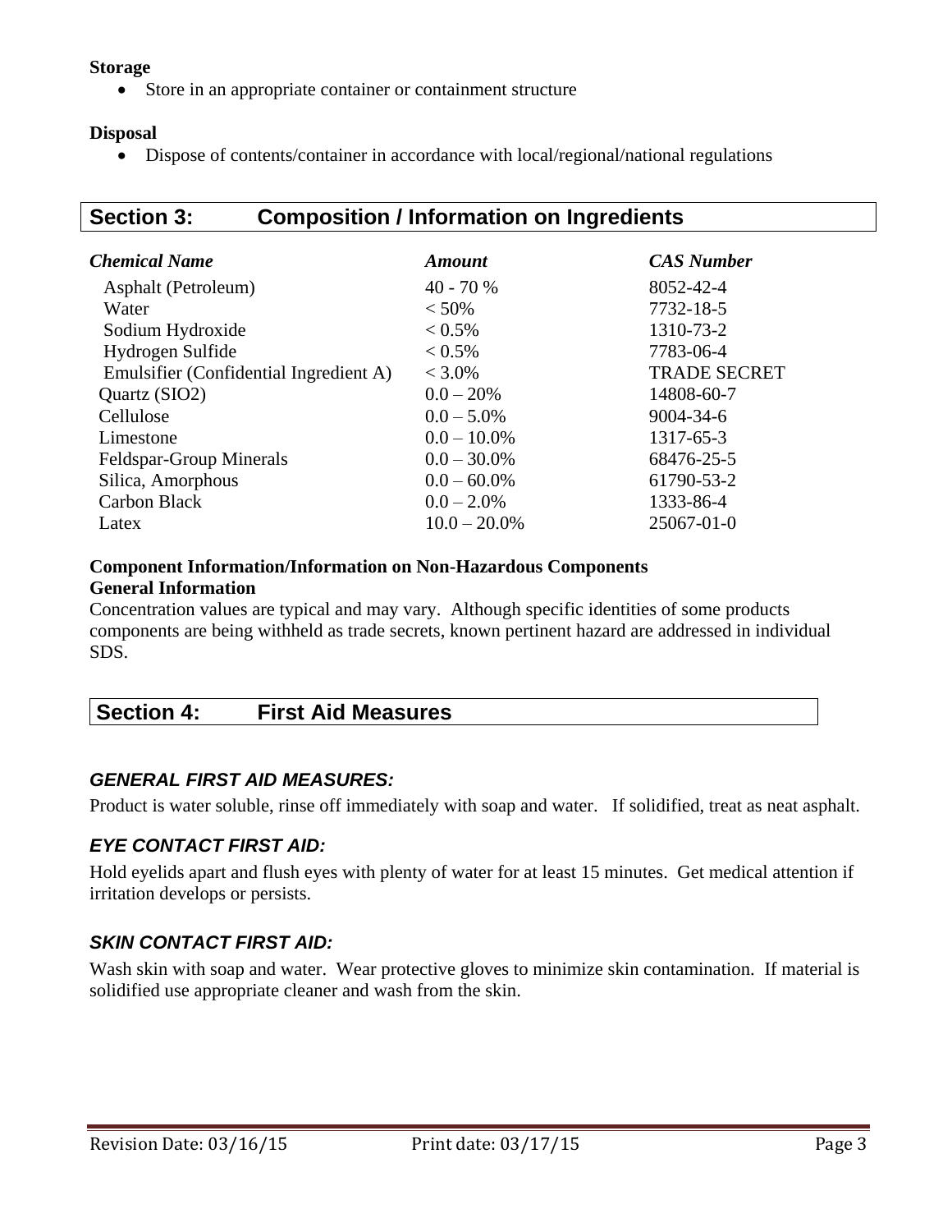**Storage**

- Store in an appropriate container or containment structure

**Disposal**

- Dispose of contents/container in accordance with local/regional/national regulations

## Section 3: Composition / Information on Ingredients

| *Chemical Name* | *Amount* | *CAS Number* |
|---|---|---|
| Asphalt (Petroleum) | 40 - 70 % | 8052-42-4 |
| Water | < 50% | 7732-18-5 |
| Sodium Hydroxide | < 0.5% | 1310-73-2 |
| Hydrogen Sulfide | < 0.5% | 7783-06-4 |
| Emulsifier (Confidential Ingredient A) | < 3.0% | TRADE SECRET |
| Quartz (SIO2) | 0.0 – 20% | 14808-60-7 |
| Cellulose | 0.0 – 5.0% | 9004-34-6 |
| Limestone | 0.0 – 10.0% | 1317-65-3 |
| Feldspar-Group Minerals | 0.0 – 30.0% | 68476-25-5 |
| Silica, Amorphous | 0.0 – 60.0% | 61790-53-2 |
| Carbon Black | 0.0 – 2.0% | 1333-86-4 |
| Latex | 10.0 – 20.0% | 25067-01-0 |

**Component Information/Information on Non-Hazardous Components**
**General Information**

Concentration values are typical and may vary. Although specific identities of some products components are being withheld as trade secrets, known pertinent hazard are addressed in individual SDS.

## Section 4: First Aid Measures

### *GENERAL FIRST AID MEASURES:*

Product is water soluble, rinse off immediately with soap and water. If solidified, treat as neat asphalt.

### *EYE CONTACT FIRST AID:*

Hold eyelids apart and flush eyes with plenty of water for at least 15 minutes. Get medical attention if irritation develops or persists.

### *SKIN CONTACT FIRST AID:*

Wash skin with soap and water. Wear protective gloves to minimize skin contamination. If material is solidified use appropriate cleaner and wash from the skin.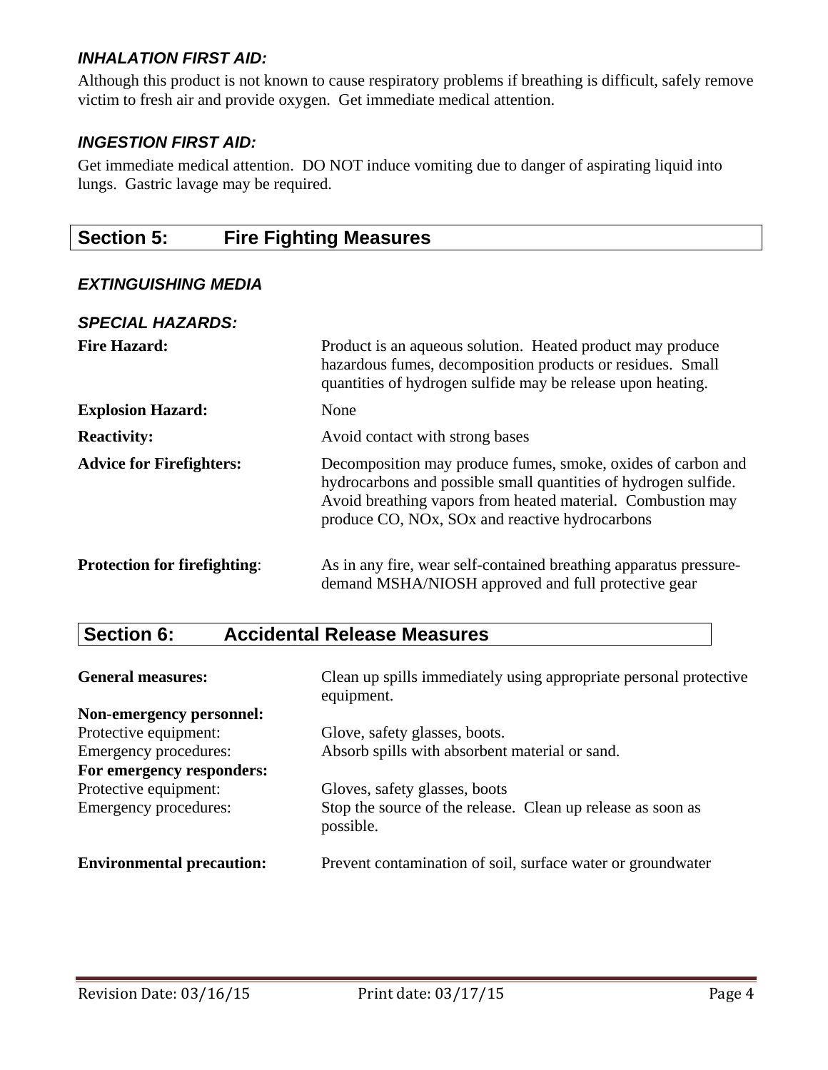### *INHALATION FIRST AID:*

Although this product is not known to cause respiratory problems if breathing is difficult, safely remove victim to fresh air and provide oxygen. Get immediate medical attention.

### *INGESTION FIRST AID:*

Get immediate medical attention. DO NOT induce vomiting due to danger of aspirating liquid into lungs. Gastric lavage may be required.

## Section 5: Fire Fighting Measures

### *EXTINGUISHING MEDIA*

### *SPECIAL HAZARDS:*

**Fire Hazard:** Product is an aqueous solution. Heated product may produce hazardous fumes, decomposition products or residues. Small quantities of hydrogen sulfide may be release upon heating.

**Explosion Hazard:** None

**Reactivity:** Avoid contact with strong bases

**Advice for Firefighters:** Decomposition may produce fumes, smoke, oxides of carbon and hydrocarbons and possible small quantities of hydrogen sulfide. Avoid breathing vapors from heated material. Combustion may produce CO, NOx, SOx and reactive hydrocarbons

**Protection for firefighting**: As in any fire, wear self-contained breathing apparatus pressure-demand MSHA/NIOSH approved and full protective gear

## Section 6: Accidental Release Measures

**General measures:** Clean up spills immediately using appropriate personal protective equipment.

**Non-emergency personnel:**

Protective equipment: Glove, safety glasses, boots.

Emergency procedures: Absorb spills with absorbent material or sand.

**For emergency responders:**

Protective equipment: Gloves, safety glasses, boots

Emergency procedures: Stop the source of the release. Clean up release as soon as possible.

**Environmental precaution:** Prevent contamination of soil, surface water or groundwater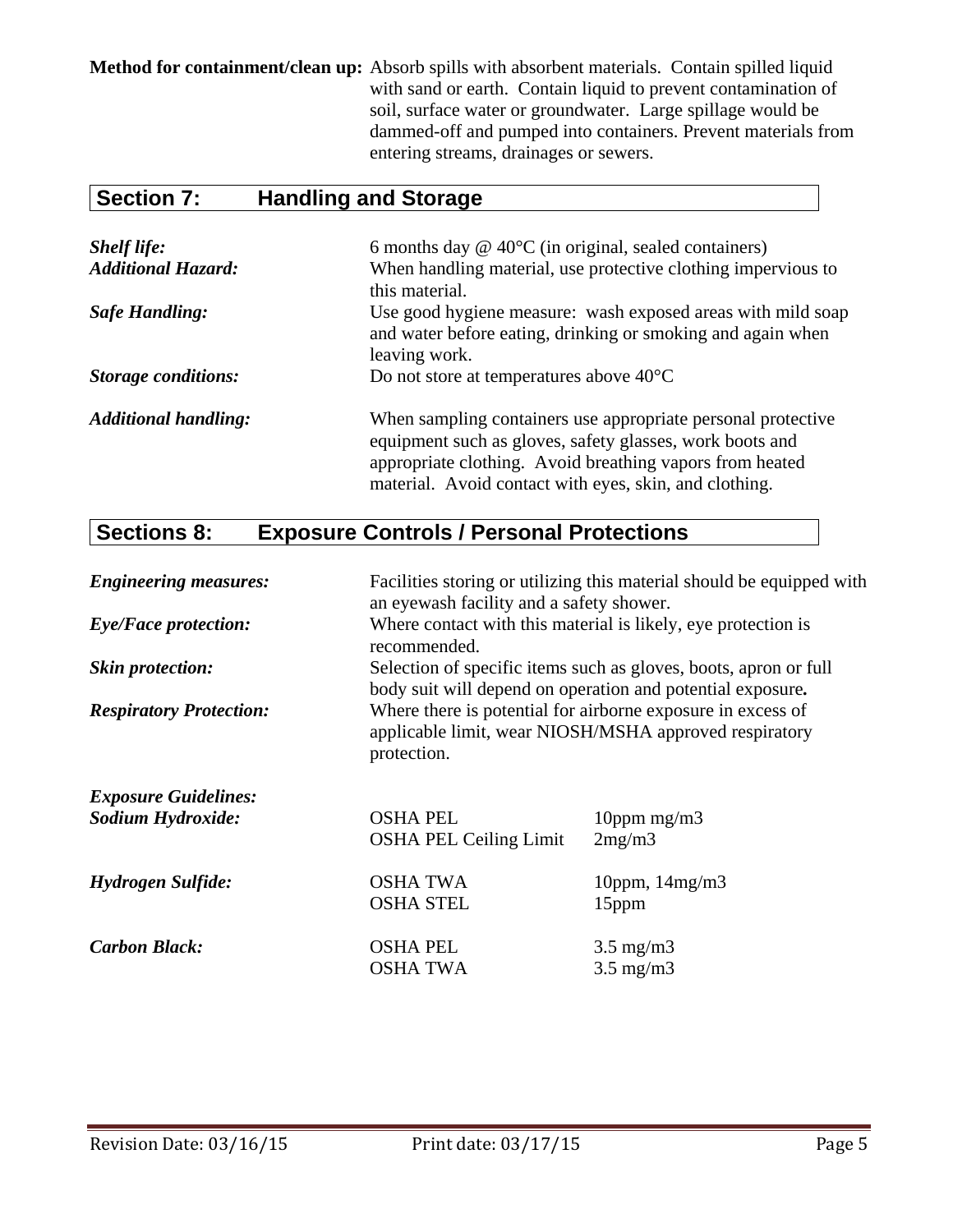**Method for containment/clean up:** Absorb spills with absorbent materials. Contain spilled liquid with sand or earth. Contain liquid to prevent contamination of soil, surface water or groundwater. Large spillage would be dammed-off and pumped into containers. Prevent materials from entering streams, drainages or sewers.

## Section 7: Handling and Storage

***Shelf life:*** 6 months day @ 40°C (in original, sealed containers)

***Additional Hazard:*** When handling material, use protective clothing impervious to this material.

***Safe Handling:*** Use good hygiene measure: wash exposed areas with mild soap and water before eating, drinking or smoking and again when leaving work.

***Storage conditions:*** Do not store at temperatures above 40°C

***Additional handling:*** When sampling containers use appropriate personal protective equipment such as gloves, safety glasses, work boots and appropriate clothing. Avoid breathing vapors from heated material. Avoid contact with eyes, skin, and clothing.

## Sections 8: Exposure Controls / Personal Protections

***Engineering measures:*** Facilities storing or utilizing this material should be equipped with an eyewash facility and a safety shower.

***Eye/Face protection:*** Where contact with this material is likely, eye protection is recommended.

***Skin protection:*** Selection of specific items such as gloves, boots, apron or full body suit will depend on operation and potential exposure**.**

***Respiratory Protection:*** Where there is potential for airborne exposure in excess of applicable limit, wear NIOSH/MSHA approved respiratory protection.

***Exposure Guidelines:***

| | | |
|---|---|---|
| ***Sodium Hydroxide:*** | OSHA PEL | 10ppm mg/m3 |
| | OSHA PEL Ceiling Limit | 2mg/m3 |
| ***Hydrogen Sulfide:*** | OSHA TWA | 10ppm, 14mg/m3 |
| | OSHA STEL | 15ppm |
| ***Carbon Black:*** | OSHA PEL | 3.5 mg/m3 |
| | OSHA TWA | 3.5 mg/m3 |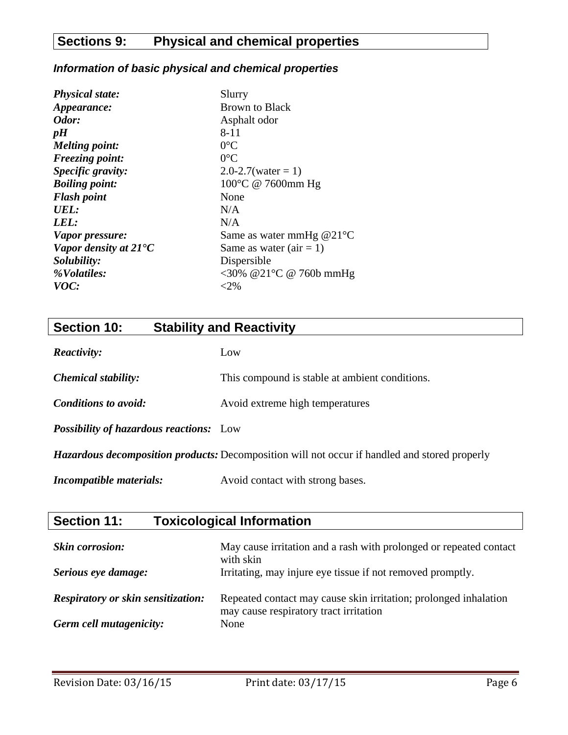## Sections 9: Physical and chemical properties

### *Information of basic physical and chemical properties*

| | |
|---|---|
| ***Physical state:*** | Slurry |
| ***Appearance:*** | Brown to Black |
| ***Odor:*** | Asphalt odor |
| ***pH*** | 8-11 |
| ***Melting point:*** | 0°C |
| ***Freezing point:*** | 0°C |
| ***Specific gravity:*** | 2.0-2.7(water = 1) |
| ***Boiling point:*** | 100°C @ 7600mm Hg |
| ***Flash point*** | None |
| ***UEL:*** | N/A |
| ***LEL:*** | N/A |
| ***Vapor pressure:*** | Same as water mmHg @21°C |
| ***Vapor density at 21°C*** | Same as water (air = 1) |
| ***Solubility:*** | Dispersible |
| ***%Volatiles:*** | <30% @21°C @ 760b mmHg |
| ***VOC:*** | <2% |

## Section 10: Stability and Reactivity

| | |
|---|---|
| ***Reactivity:*** | Low |
| ***Chemical stability:*** | This compound is stable at ambient conditions. |
| ***Conditions to avoid:*** | Avoid extreme high temperatures |
| ***Possibility of hazardous reactions:*** | Low |
| ***Hazardous decomposition products:*** | Decomposition will not occur if handled and stored properly |
| ***Incompatible materials:*** | Avoid contact with strong bases. |

## Section 11: Toxicological Information

| | |
|---|---|
| ***Skin corrosion:*** | May cause irritation and a rash with prolonged or repeated contact with skin |
| ***Serious eye damage:*** | Irritating, may injure eye tissue if not removed promptly. |
| ***Respiratory or skin sensitization:*** | Repeated contact may cause skin irritation; prolonged inhalation may cause respiratory tract irritation |
| ***Germ cell mutagenicity:*** | None |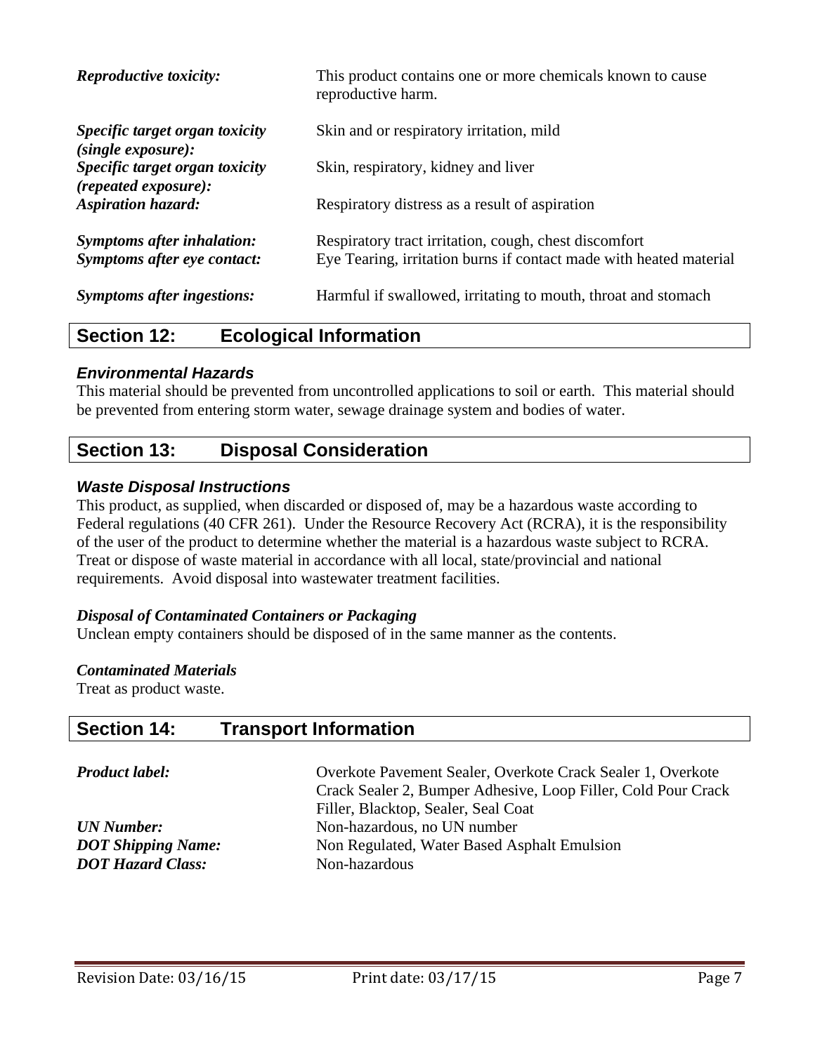| | |
|---|---|
| ***Reproductive toxicity:*** | This product contains one or more chemicals known to cause reproductive harm. |
| ***Specific target organ toxicity (single exposure):*** | Skin and or respiratory irritation, mild |
| ***Specific target organ toxicity (repeated exposure):*** | Skin, respiratory, kidney and liver |
| ***Aspiration hazard:*** | Respiratory distress as a result of aspiration |
| ***Symptoms after inhalation:*** | Respiratory tract irritation, cough, chest discomfort |
| ***Symptoms after eye contact:*** | Eye Tearing, irritation burns if contact made with heated material |
| ***Symptoms after ingestions:*** | Harmful if swallowed, irritating to mouth, throat and stomach |

## Section 12: Ecological Information

### *Environmental Hazards*

This material should be prevented from uncontrolled applications to soil or earth. This material should be prevented from entering storm water, sewage drainage system and bodies of water.

## Section 13: Disposal Consideration

### *Waste Disposal Instructions*

This product, as supplied, when discarded or disposed of, may be a hazardous waste according to Federal regulations (40 CFR 261). Under the Resource Recovery Act (RCRA), it is the responsibility of the user of the product to determine whether the material is a hazardous waste subject to RCRA. Treat or dispose of waste material in accordance with all local, state/provincial and national requirements. Avoid disposal into wastewater treatment facilities.

***Disposal of Contaminated Containers or Packaging***

Unclean empty containers should be disposed of in the same manner as the contents.

***Contaminated Materials***

Treat as product waste.

## Section 14: Transport Information

| | |
|---|---|
| ***Product label:*** | Overkote Pavement Sealer, Overkote Crack Sealer 1, Overkote Crack Sealer 2, Bumper Adhesive, Loop Filler, Cold Pour Crack Filler, Blacktop, Sealer, Seal Coat |
| ***UN Number:*** | Non-hazardous, no UN number |
| ***DOT Shipping Name:*** | Non Regulated, Water Based Asphalt Emulsion |
| ***DOT Hazard Class:*** | Non-hazardous |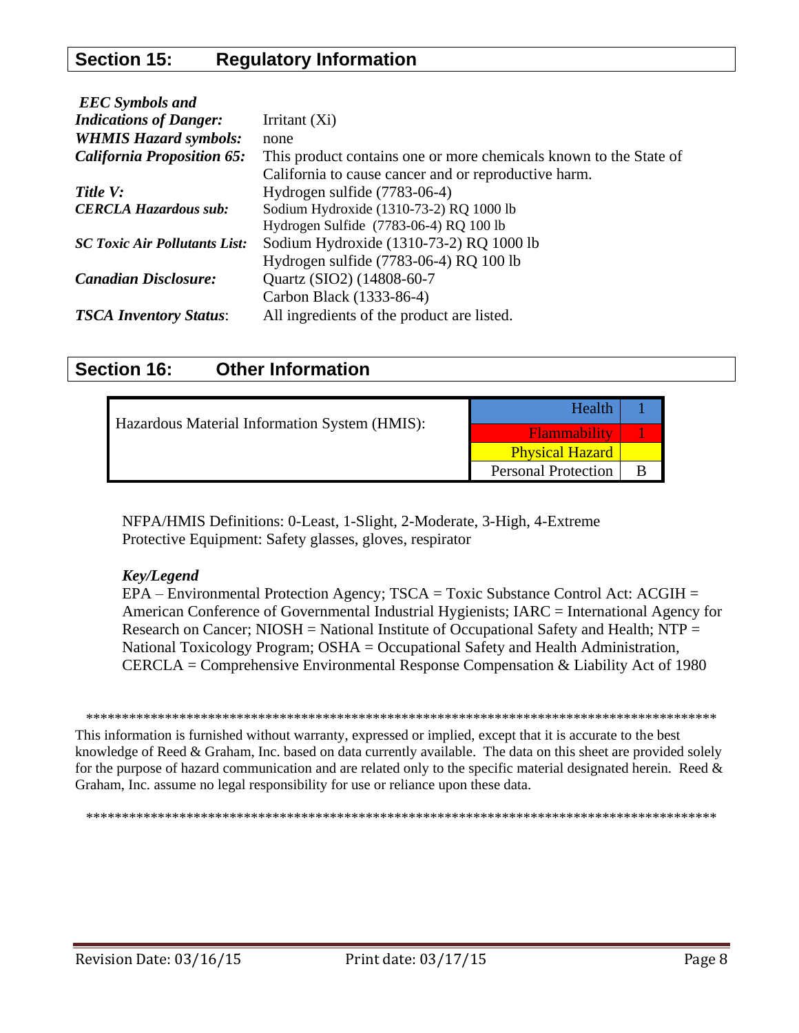## Section 15: Regulatory Information

| | |
|---|---|
| ***EEC Symbols and Indications of Danger:*** | Irritant (Xi) |
| ***WHMIS Hazard symbols:*** | none |
| ***California Proposition 65:*** | This product contains one or more chemicals known to the State of California to cause cancer and or reproductive harm. |
| ***Title V:*** | Hydrogen sulfide (7783-06-4) |
| ***CERCLA Hazardous sub:*** | Sodium Hydroxide (1310-73-2) RQ 1000 lb<br>Hydrogen Sulfide (7783-06-4) RQ 100 lb |
| ***SC Toxic Air Pollutants List:*** | Sodium Hydroxide (1310-73-2) RQ 1000 lb<br>Hydrogen sulfide (7783-06-4) RQ 100 lb |
| ***Canadian Disclosure:*** | Quartz (SIO2) (14808-60-7<br>Carbon Black (1333-86-4) |
| ***TSCA Inventory Status***: | All ingredients of the product are listed. |

## Section 16: Other Information

| Hazardous Material Information System (HMIS): | | |
|---|---|---|
| | Health | 1 |
| | Flammability | 1 |
| | Physical Hazard | |
| | Personal Protection | B |

NFPA/HMIS Definitions: 0-Least, 1-Slight, 2-Moderate, 3-High, 4-Extreme
Protective Equipment: Safety glasses, gloves, respirator

***Key/Legend***

EPA – Environmental Protection Agency; TSCA = Toxic Substance Control Act: ACGIH = American Conference of Governmental Industrial Hygienists; IARC = International Agency for Research on Cancer; NIOSH = National Institute of Occupational Safety and Health; NTP = National Toxicology Program; OSHA = Occupational Safety and Health Administration, CERCLA = Comprehensive Environmental Response Compensation & Liability Act of 1980

******************************************************************************************

This information is furnished without warranty, expressed or implied, except that it is accurate to the best knowledge of Reed & Graham, Inc. based on data currently available. The data on this sheet are provided solely for the purpose of hazard communication and are related only to the specific material designated herein. Reed & Graham, Inc. assume no legal responsibility for use or reliance upon these data.

******************************************************************************************

Revision Date: 03/16/15 Print date: 03/17/15